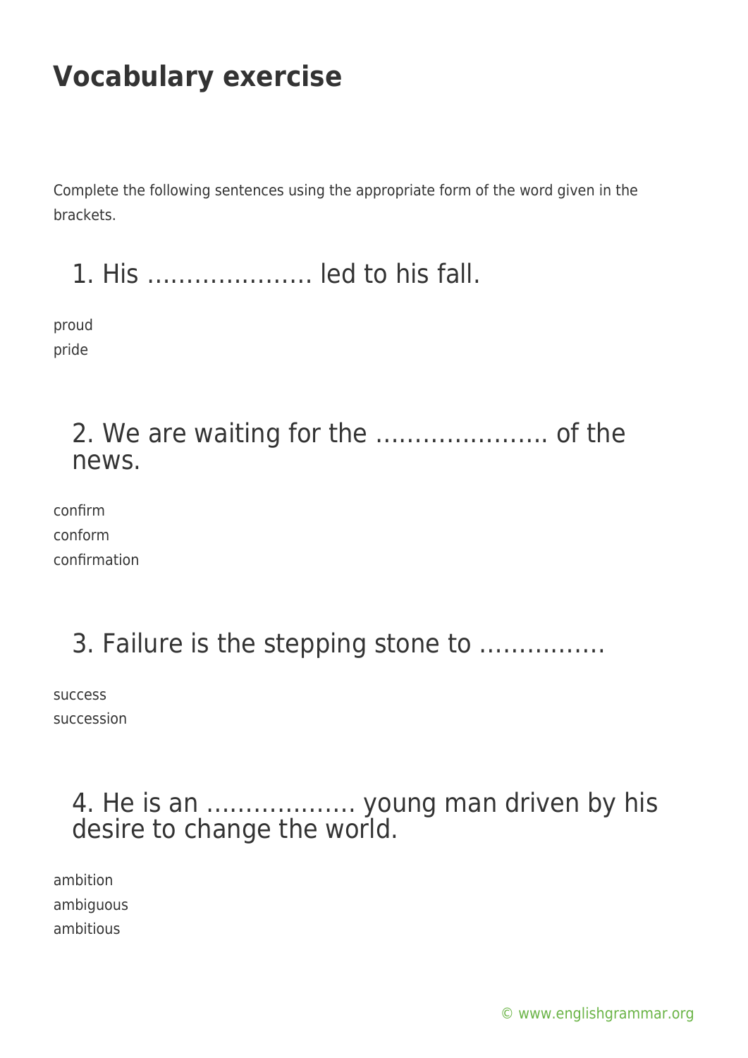# Vocabulary exercise

Complete the following sentences using the appropriate form of the word given in the brackets.

## 1. His ………………… led to his fall.

proud
pride

## 2. We are waiting for the …………………. of the news.

confirm
conform
confirmation

## 3. Failure is the stepping stone to …………….

success
succession

## 4. He is an ………………. young man driven by his desire to change the world.

ambition
ambiguous
ambitious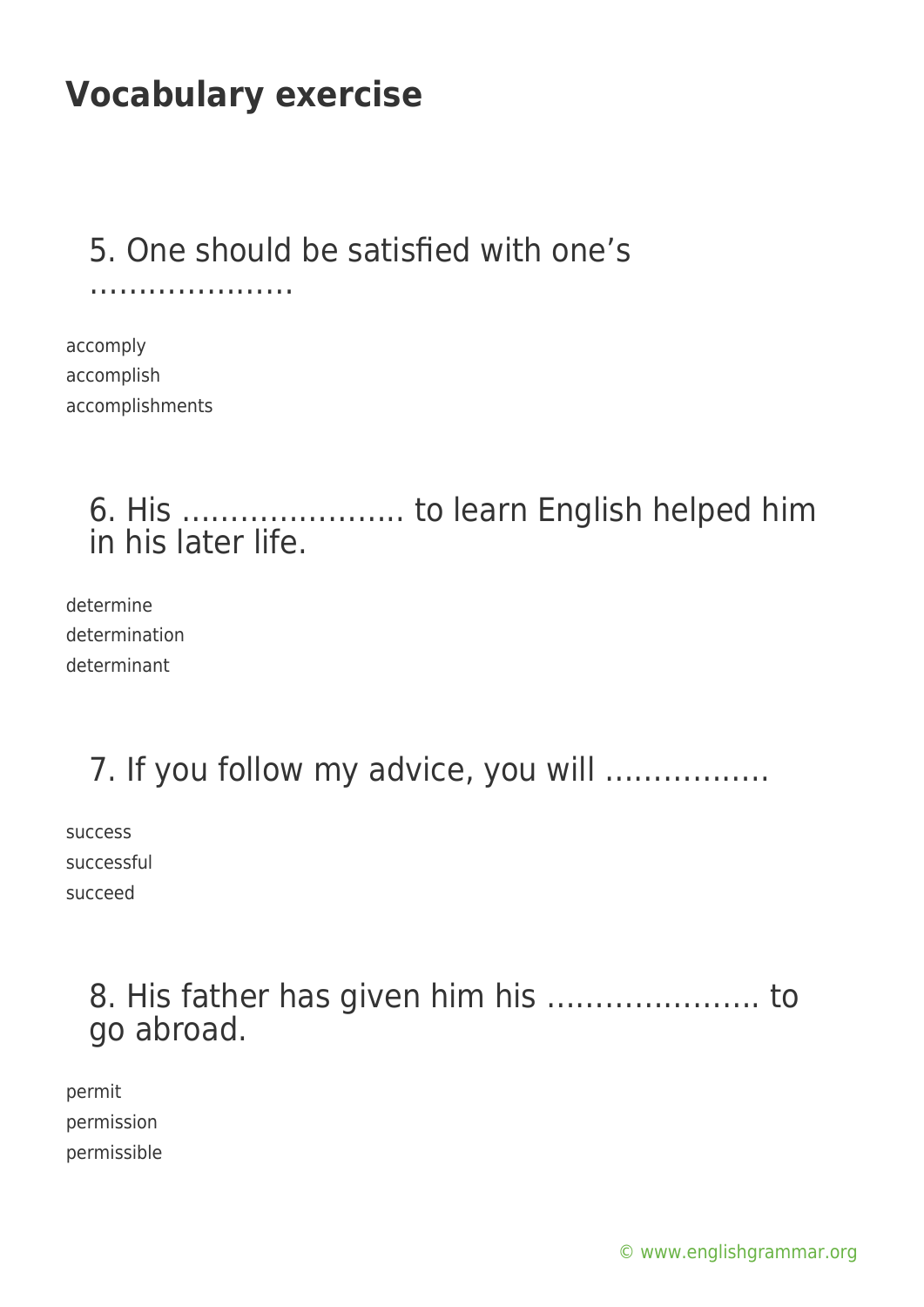# Vocabulary exercise

5. One should be satisfied with one's …………………

accomply
accomplish
accomplishments

6. His ………………….. to learn English helped him in his later life.

determine
determination
determinant

7. If you follow my advice, you will ……………..

success
successful
succeed

8. His father has given him his …………………. to go abroad.

permit
permission
permissible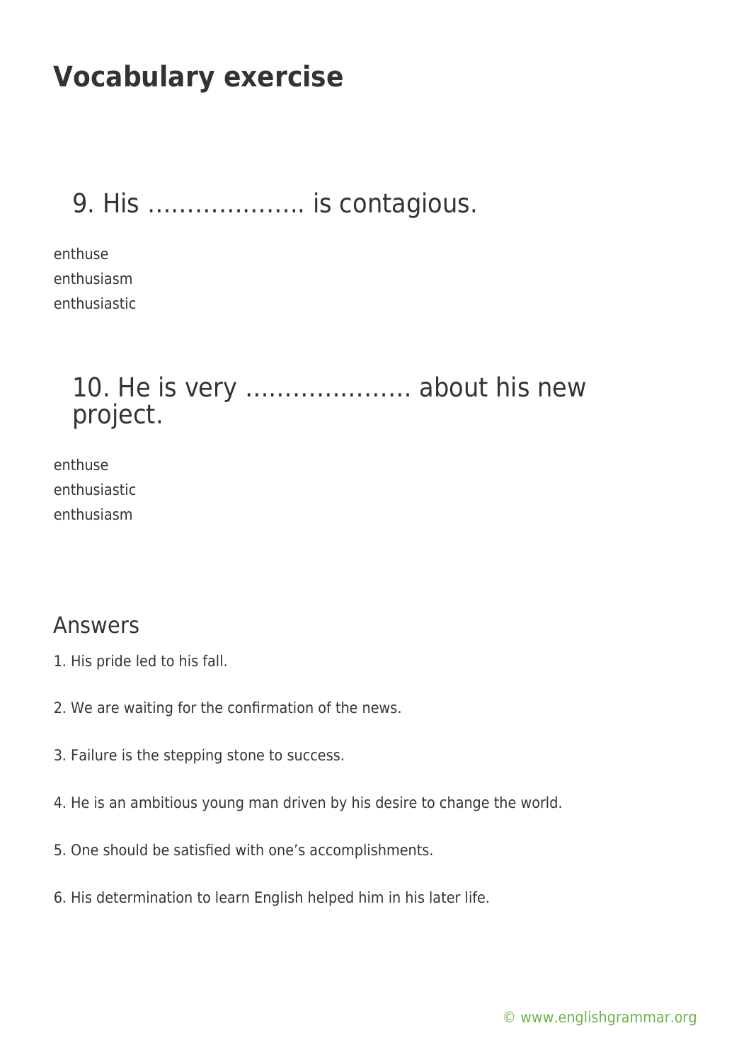# Vocabulary exercise

## 9. His ……………….. is contagious.

enthuse
enthusiasm
enthusiastic

## 10. He is very ………………… about his new project.

enthuse
enthusiastic
enthusiasm

## Answers

1. His pride led to his fall.

2. We are waiting for the confirmation of the news.

3. Failure is the stepping stone to success.

4. He is an ambitious young man driven by his desire to change the world.

5. One should be satisfied with one's accomplishments.

6. His determination to learn English helped him in his later life.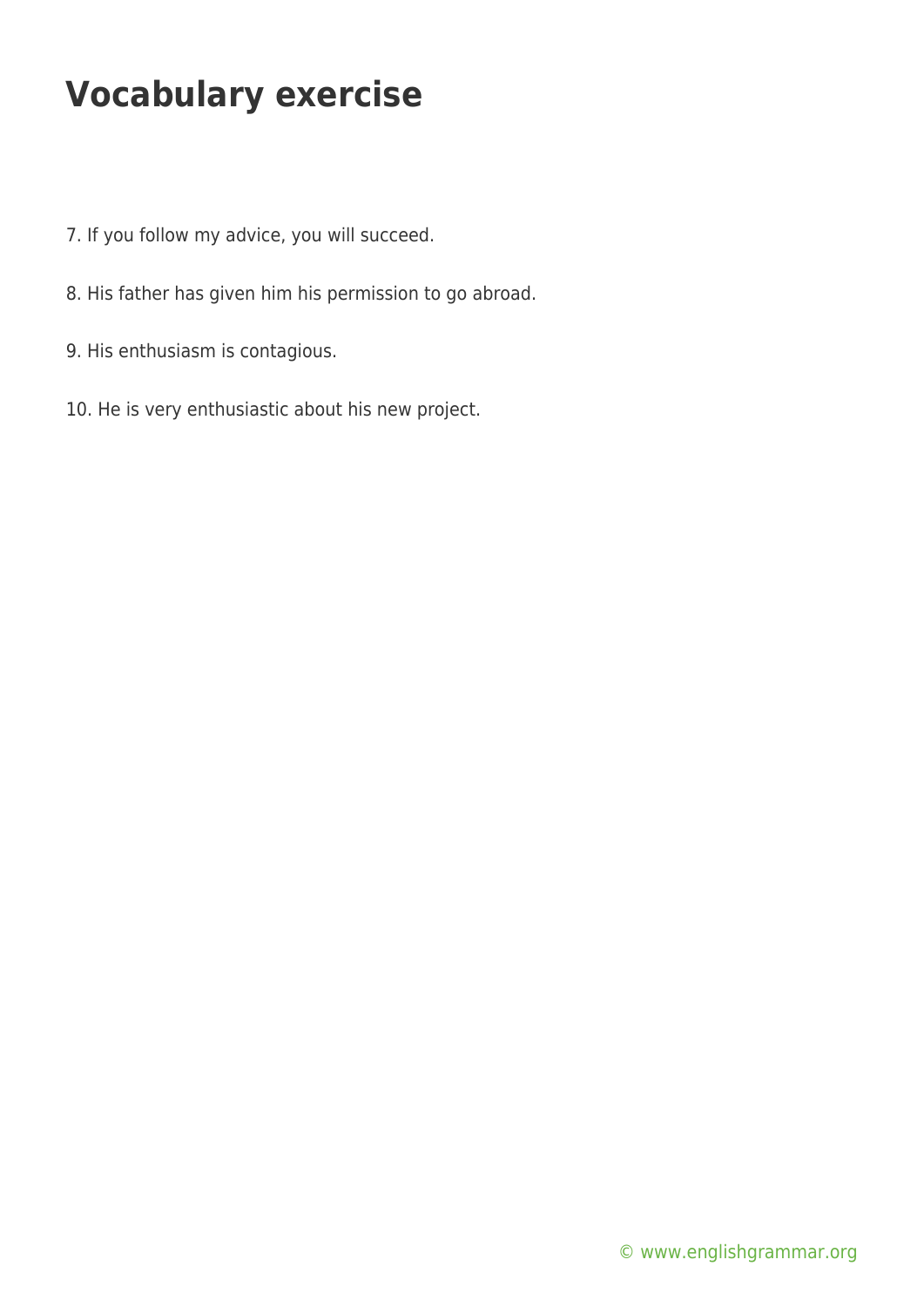# Vocabulary exercise

7. If you follow my advice, you will succeed.

8. His father has given him his permission to go abroad.

9. His enthusiasm is contagious.

10. He is very enthusiastic about his new project.